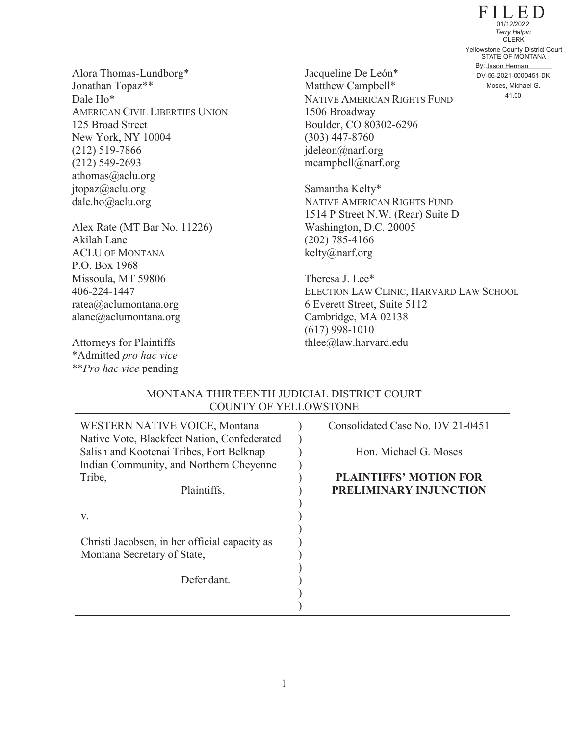FILED
01/12/2022
*Terry Halpin*
CLERK
Yellowstone County District Court
STATE OF MONTANA
By: Jason Herman
DV-56-2021-0000451-DK
Moses, Michael G.
41.00

Alora Thomas-Lundborg*
Jonathan Topaz**
Dale Ho*
AMERICAN CIVIL LIBERTIES UNION
125 Broad Street
New York, NY 10004
(212) 519-7866
(212) 549-2693
athomas@aclu.org
jtopaz@aclu.org
dale.ho@aclu.org

Alex Rate (MT Bar No. 11226)
Akilah Lane
ACLU OF MONTANA
P.O. Box 1968
Missoula, MT 59806
406-224-1447
ratea@aclumontana.org
alane@aclumontana.org

Attorneys for Plaintiffs
*Admitted *pro hac vice*
***Pro hac vice* pending

Jacqueline De León*
Matthew Campbell*
NATIVE AMERICAN RIGHTS FUND
1506 Broadway
Boulder, CO 80302-6296
(303) 447-8760
jdeleon@narf.org
mcampbell@narf.org

Samantha Kelty*
NATIVE AMERICAN RIGHTS FUND
1514 P Street N.W. (Rear) Suite D
Washington, D.C. 20005
(202) 785-4166
kelty@narf.org

Theresa J. Lee*
ELECTION LAW CLINIC, HARVARD LAW SCHOOL
6 Everett Street, Suite 5112
Cambridge, MA 02138
(617) 998-1010
thlee@law.harvard.edu

MONTANA THIRTEENTH JUDICIAL DISTRICT COURT
COUNTY OF YELLOWSTONE

| | |
|---|---|
| WESTERN NATIVE VOICE, Montana Native Vote, Blackfeet Nation, Confederated Salish and Kootenai Tribes, Fort Belknap Indian Community, and Northern Cheyenne Tribe,<br>Plaintiffs,<br><br>v.<br><br>Christi Jacobsen, in her official capacity as Montana Secretary of State,<br><br>Defendant. | Consolidated Case No. DV 21-0451<br><br>Hon. Michael G. Moses<br><br>**PLAINTIFFS' MOTION FOR PRELIMINARY INJUNCTION** |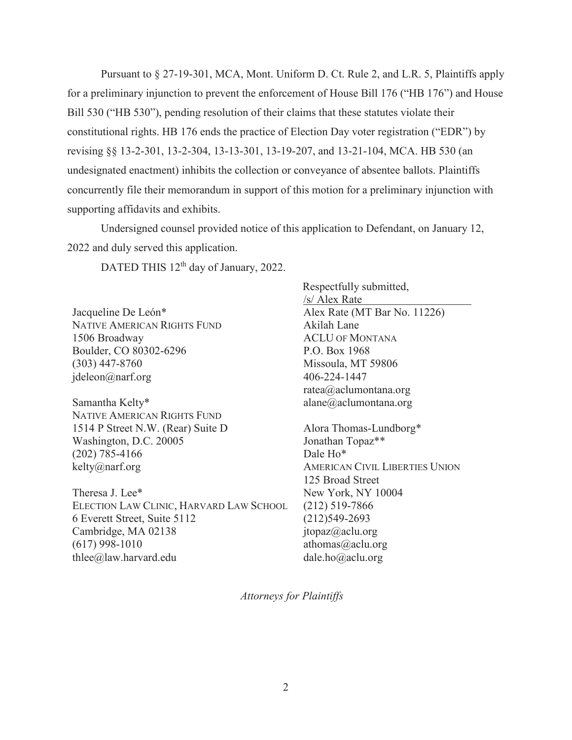Pursuant to § 27-19-301, MCA, Mont. Uniform D. Ct. Rule 2, and L.R. 5, Plaintiffs apply for a preliminary injunction to prevent the enforcement of House Bill 176 ("HB 176") and House Bill 530 ("HB 530"), pending resolution of their claims that these statutes violate their constitutional rights. HB 176 ends the practice of Election Day voter registration ("EDR") by revising §§ 13-2-301, 13-2-304, 13-13-301, 13-19-207, and 13-21-104, MCA. HB 530 (an undesignated enactment) inhibits the collection or conveyance of absentee ballots. Plaintiffs concurrently file their memorandum in support of this motion for a preliminary injunction with supporting affidavits and exhibits.

Undersigned counsel provided notice of this application to Defendant, on January 12, 2022 and duly served this application.

DATED THIS 12th day of January, 2022.

Respectfully submitted,
/s/ Alex Rate
Alex Rate (MT Bar No. 11226)
Akilah Lane
ACLU OF MONTANA
P.O. Box 1968
Missoula, MT 59806
406-224-1447
ratea@aclumontana.org
alane@aclumontana.org

Alora Thomas-Lundborg*
Jonathan Topaz**
Dale Ho*
AMERICAN CIVIL LIBERTIES UNION
125 Broad Street
New York, NY 10004
(212) 519-7866
(212)549-2693
jtopaz@aclu.org
athomas@aclu.org
dale.ho@aclu.org

Jacqueline De León*
NATIVE AMERICAN RIGHTS FUND
1506 Broadway
Boulder, CO 80302-6296
(303) 447-8760
jdeleon@narf.org

Samantha Kelty*
NATIVE AMERICAN RIGHTS FUND
1514 P Street N.W. (Rear) Suite D
Washington, D.C. 20005
(202) 785-4166
kelty@narf.org

Theresa J. Lee*
ELECTION LAW CLINIC, HARVARD LAW SCHOOL
6 Everett Street, Suite 5112
Cambridge, MA 02138
(617) 998-1010
thlee@law.harvard.edu

*Attorneys for Plaintiffs*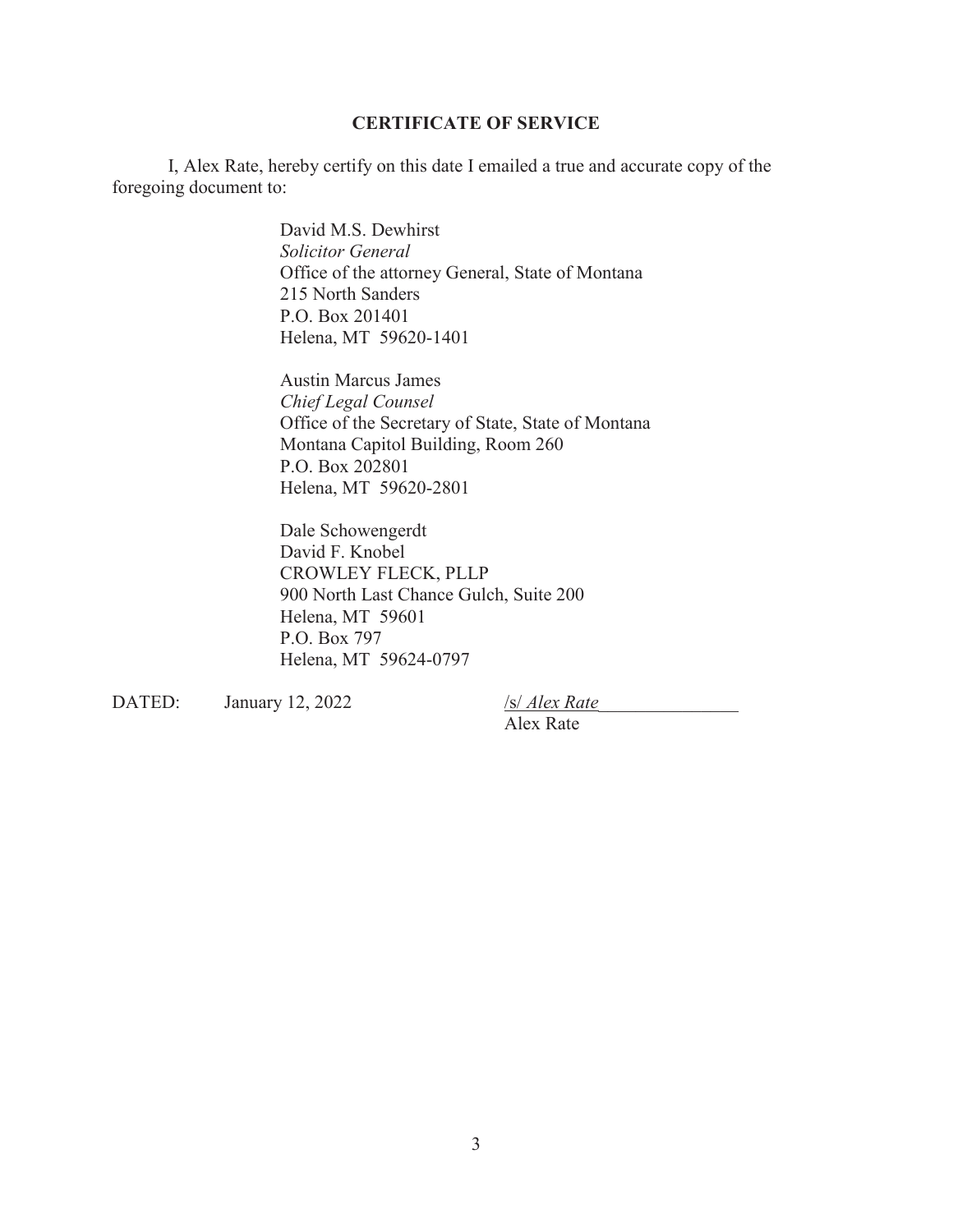## CERTIFICATE OF SERVICE

I, Alex Rate, hereby certify on this date I emailed a true and accurate copy of the foregoing document to:

David M.S. Dewhirst
*Solicitor General*
Office of the attorney General, State of Montana
215 North Sanders
P.O. Box 201401
Helena, MT 59620-1401

Austin Marcus James
*Chief Legal Counsel*
Office of the Secretary of State, State of Montana
Montana Capitol Building, Room 260
P.O. Box 202801
Helena, MT 59620-2801

Dale Schowengerdt
David F. Knobel
CROWLEY FLECK, PLLP
900 North Last Chance Gulch, Suite 200
Helena, MT 59601
P.O. Box 797
Helena, MT 59624-0797

DATED: January 12, 2022

/s/ *Alex Rate*
Alex Rate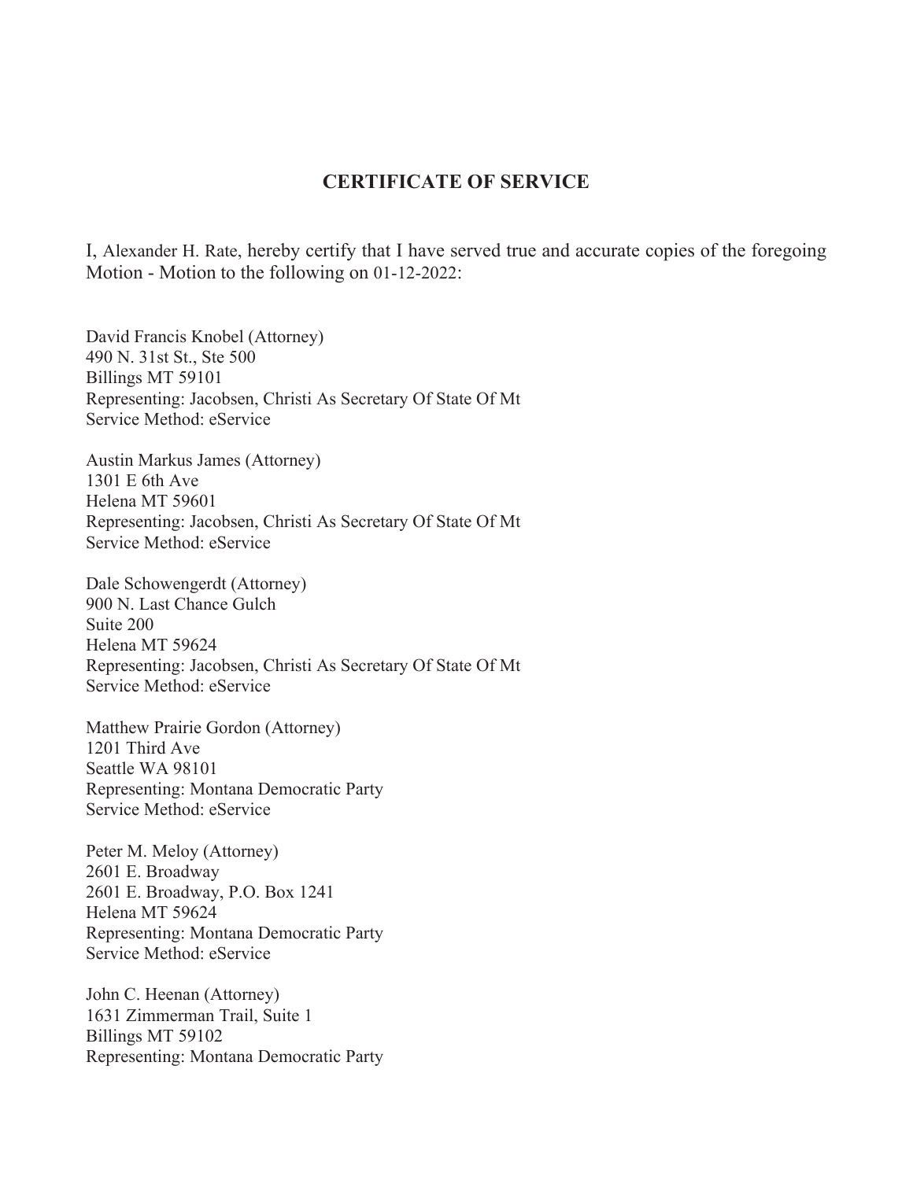## CERTIFICATE OF SERVICE

I, Alexander H. Rate, hereby certify that I have served true and accurate copies of the foregoing Motion - Motion to the following on 01-12-2022:

David Francis Knobel (Attorney)
490 N. 31st St., Ste 500
Billings MT 59101
Representing: Jacobsen, Christi As Secretary Of State Of Mt
Service Method: eService

Austin Markus James (Attorney)
1301 E 6th Ave
Helena MT 59601
Representing: Jacobsen, Christi As Secretary Of State Of Mt
Service Method: eService

Dale Schowengerdt (Attorney)
900 N. Last Chance Gulch
Suite 200
Helena MT 59624
Representing: Jacobsen, Christi As Secretary Of State Of Mt
Service Method: eService

Matthew Prairie Gordon (Attorney)
1201 Third Ave
Seattle WA 98101
Representing: Montana Democratic Party
Service Method: eService

Peter M. Meloy (Attorney)
2601 E. Broadway
2601 E. Broadway, P.O. Box 1241
Helena MT 59624
Representing: Montana Democratic Party
Service Method: eService

John C. Heenan (Attorney)
1631 Zimmerman Trail, Suite 1
Billings MT 59102
Representing: Montana Democratic Party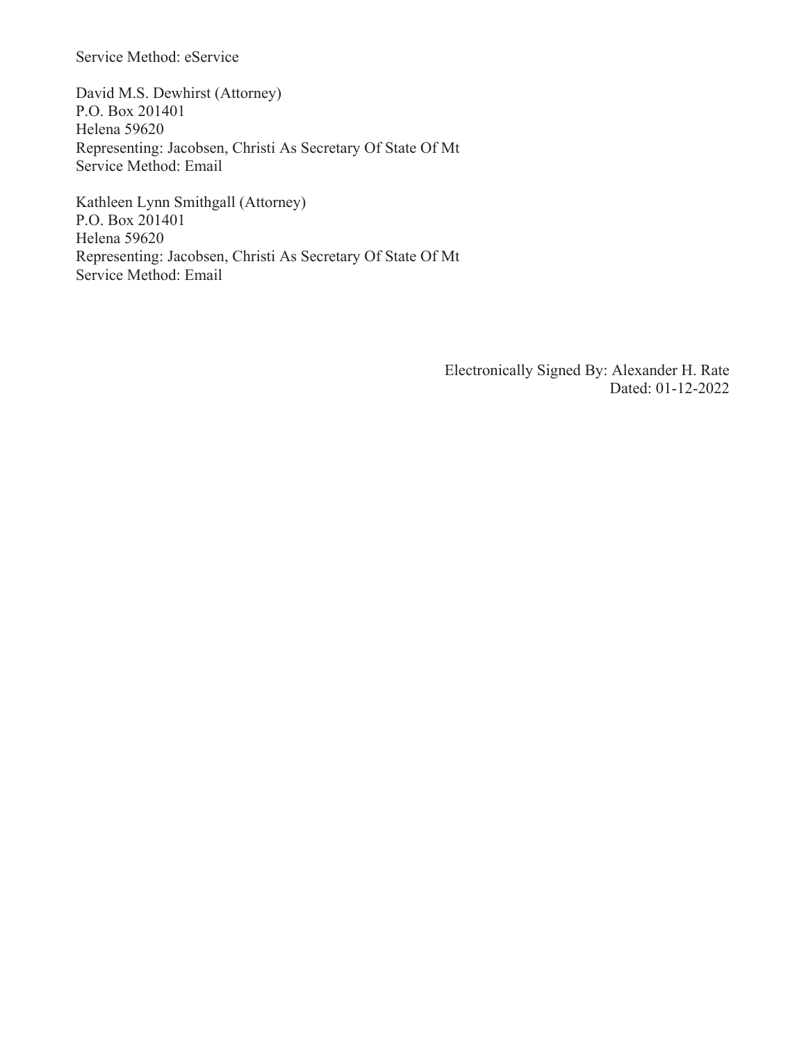Service Method: eService

David M.S. Dewhirst (Attorney)
P.O. Box 201401
Helena 59620
Representing: Jacobsen, Christi As Secretary Of State Of Mt
Service Method: Email

Kathleen Lynn Smithgall (Attorney)
P.O. Box 201401
Helena 59620
Representing: Jacobsen, Christi As Secretary Of State Of Mt
Service Method: Email

Electronically Signed By: Alexander H. Rate
Dated: 01-12-2022